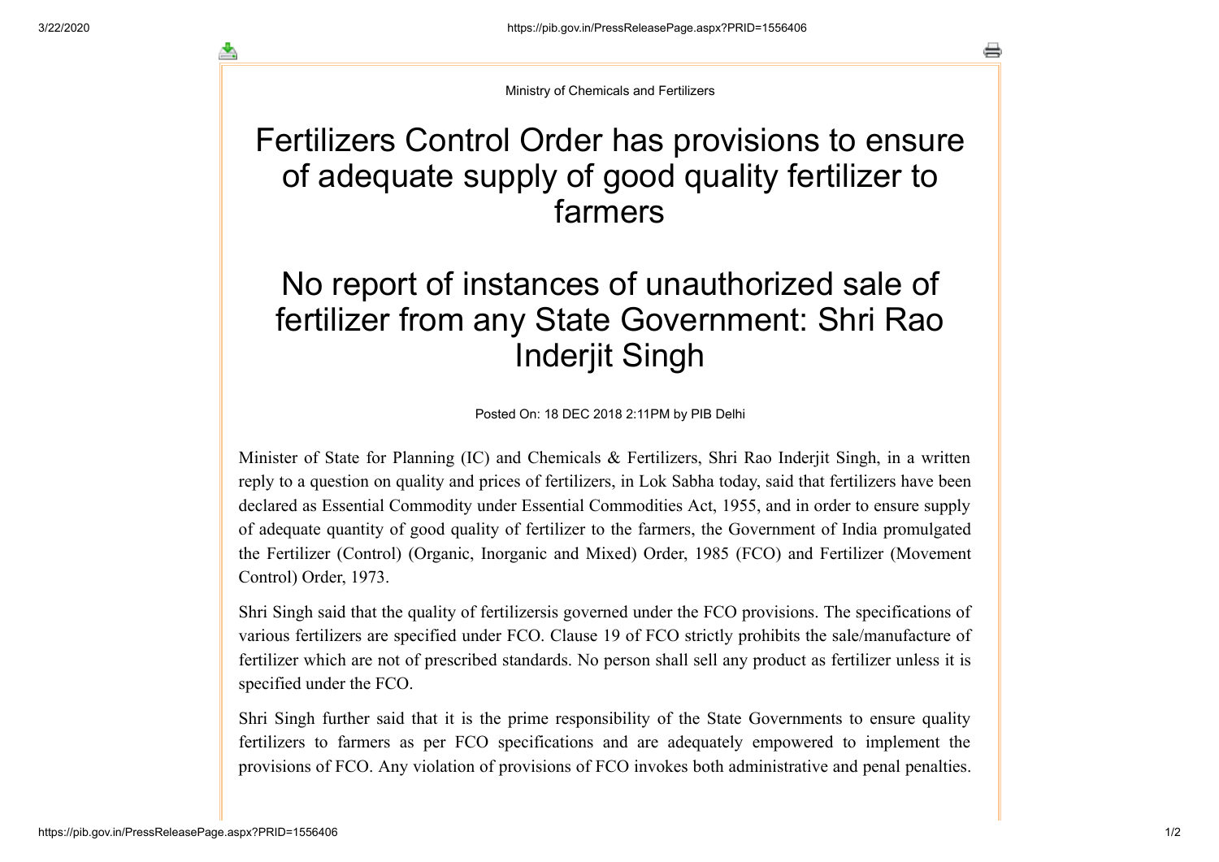Ministry of Chemicals and Fertilizers

# Fertilizers Control Order has provisions to ensure of adequate supply of good quality fertilizer to farmers

# No report of instances of unauthorized sale of fertilizer from any State Government: Shri Rao Inderjit Singh

Posted On: 18 DEC 2018 2:11PM by PIB Delhi

Minister of State for Planning (IC) and Chemicals & Fertilizers, Shri Rao Inderjit Singh, in a written reply to a question on quality and prices of fertilizers, in Lok Sabha today, said that fertilizers have been declared as Essential Commodity under Essential Commodities Act, 1955, and in order to ensure supply of adequate quantity of good quality of fertilizer to the farmers, the Government of India promulgated the Fertilizer (Control) (Organic, Inorganic and Mixed) Order, 1985 (FCO) and Fertilizer (Movement Control) Order, 1973.

Shri Singh said that the quality of fertilizersis governed under the FCO provisions. The specifications of various fertilizers are specified under FCO. Clause 19 of FCO strictly prohibits the sale/manufacture of fertilizer which are not of prescribed standards. No person shall sell any product as fertilizer unless it is specified under the FCO.

Shri Singh further said that it is the prime responsibility of the State Governments to ensure quality fertilizers to farmers as per FCO specifications and are adequately empowered to implement the provisions of FCO. Any violation of provisions of FCO invokes both administrative and penal penalties.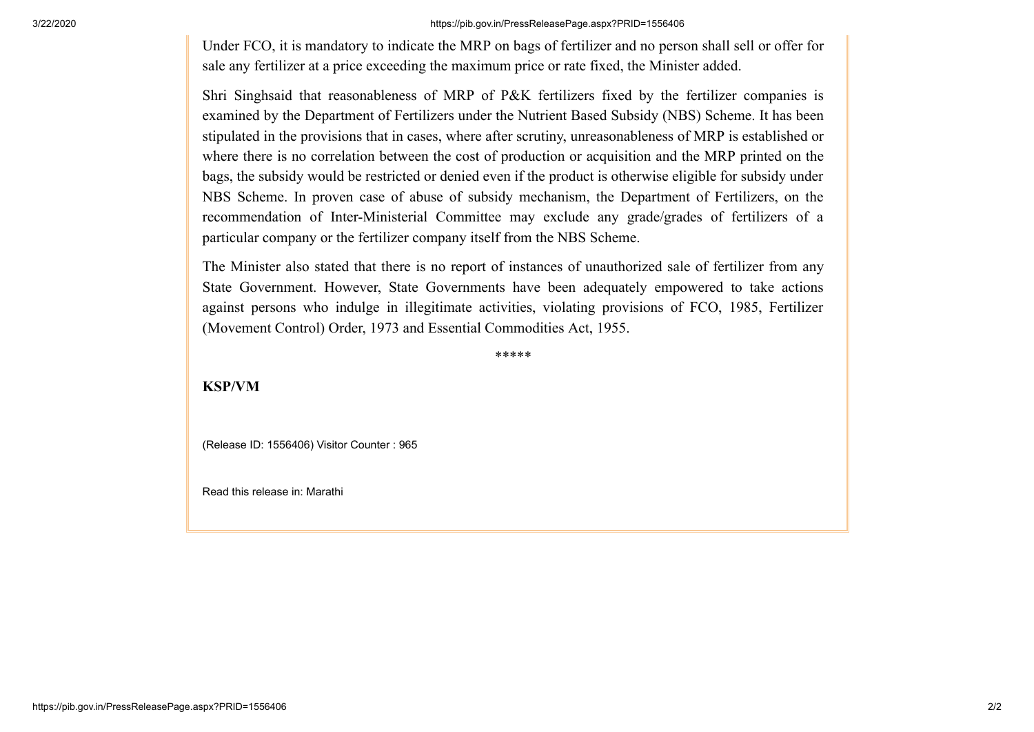Under FCO, it is mandatory to indicate the MRP on bags of fertilizer and no person shall sell or offer for sale any fertilizer at a price exceeding the maximum price or rate fixed, the Minister added.

Shri Singhsaid that reasonableness of MRP of P&K fertilizers fixed by the fertilizer companies is examined by the Department of Fertilizers under the Nutrient Based Subsidy (NBS) Scheme. It has been stipulated in the provisions that in cases, where after scrutiny, unreasonableness of MRP is established or where there is no correlation between the cost of production or acquisition and the MRP printed on the bags, the subsidy would be restricted or denied even if the product is otherwise eligible for subsidy under NBS Scheme. In proven case of abuse of subsidy mechanism, the Department of Fertilizers, on the recommendation of Inter-Ministerial Committee may exclude any grade/grades of fertilizers of a particular company or the fertilizer company itself from the NBS Scheme.

The Minister also stated that there is no report of instances of unauthorized sale of fertilizer from any State Government. However, State Governments have been adequately empowered to take actions against persons who indulge in illegitimate activities, violating provisions of FCO, 1985, Fertilizer (Movement Control) Order, 1973 and Essential Commodities Act, 1955.

*****

**KSP/VM**

(Release ID: 1556406) Visitor Counter : 965

Read this release in: Marathi